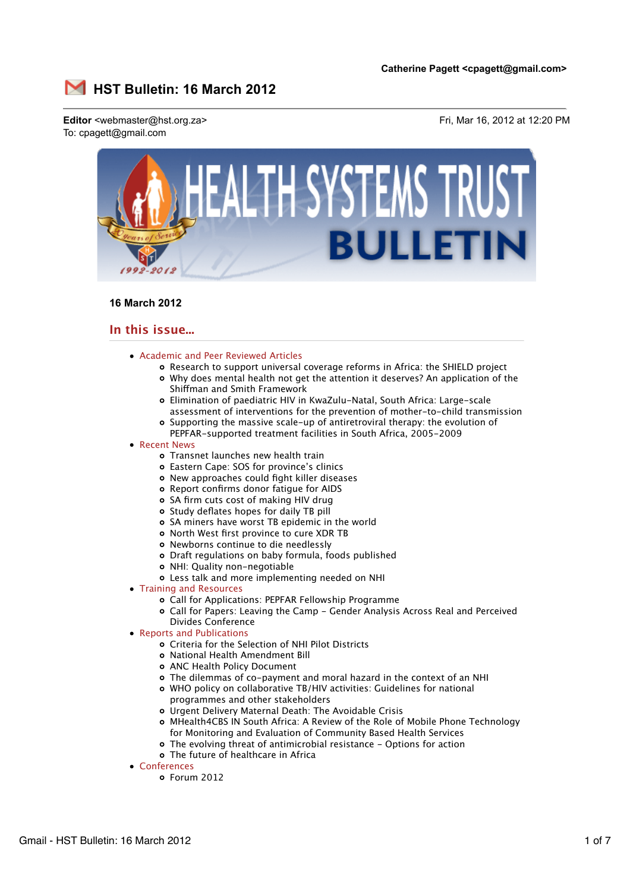Catherine Pagett <cpagett@gmail.com>

# HST Bulletin: 16 March 2012

**Editor** <webmaster@hst.org.za>
To: cpagett@gmail.com

Fri, Mar 16, 2012 at 12:20 PM

**16 March 2012**

## In this issue...

- Academic and Peer Reviewed Articles
  - Research to support universal coverage reforms in Africa: the SHIELD project
  - Why does mental health not get the attention it deserves? An application of the Shiffman and Smith Framework
  - Elimination of paediatric HIV in KwaZulu-Natal, South Africa: Large-scale assessment of interventions for the prevention of mother-to-child transmission
  - Supporting the massive scale-up of antiretroviral therapy: the evolution of PEPFAR-supported treatment facilities in South Africa, 2005-2009
- Recent News
  - Transnet launches new health train
  - Eastern Cape: SOS for province's clinics
  - New approaches could fight killer diseases
  - Report confirms donor fatigue for AIDS
  - SA firm cuts cost of making HIV drug
  - Study deflates hopes for daily TB pill
  - SA miners have worst TB epidemic in the world
  - North West first province to cure XDR TB
  - Newborns continue to die needlessly
  - Draft regulations on baby formula, foods published
  - NHI: Quality non-negotiable
  - Less talk and more implementing needed on NHI
- Training and Resources
  - Call for Applications: PEPFAR Fellowship Programme
  - Call for Papers: Leaving the Camp - Gender Analysis Across Real and Perceived Divides Conference
- Reports and Publications
  - Criteria for the Selection of NHI Pilot Districts
  - National Health Amendment Bill
  - ANC Health Policy Document
  - The dilemmas of co-payment and moral hazard in the context of an NHI
  - WHO policy on collaborative TB/HIV activities: Guidelines for national programmes and other stakeholders
  - Urgent Delivery Maternal Death: The Avoidable Crisis
  - MHealth4CBS IN South Africa: A Review of the Role of Mobile Phone Technology for Monitoring and Evaluation of Community Based Health Services
  - The evolving threat of antimicrobial resistance - Options for action
  - The future of healthcare in Africa
- Conferences
  - Forum 2012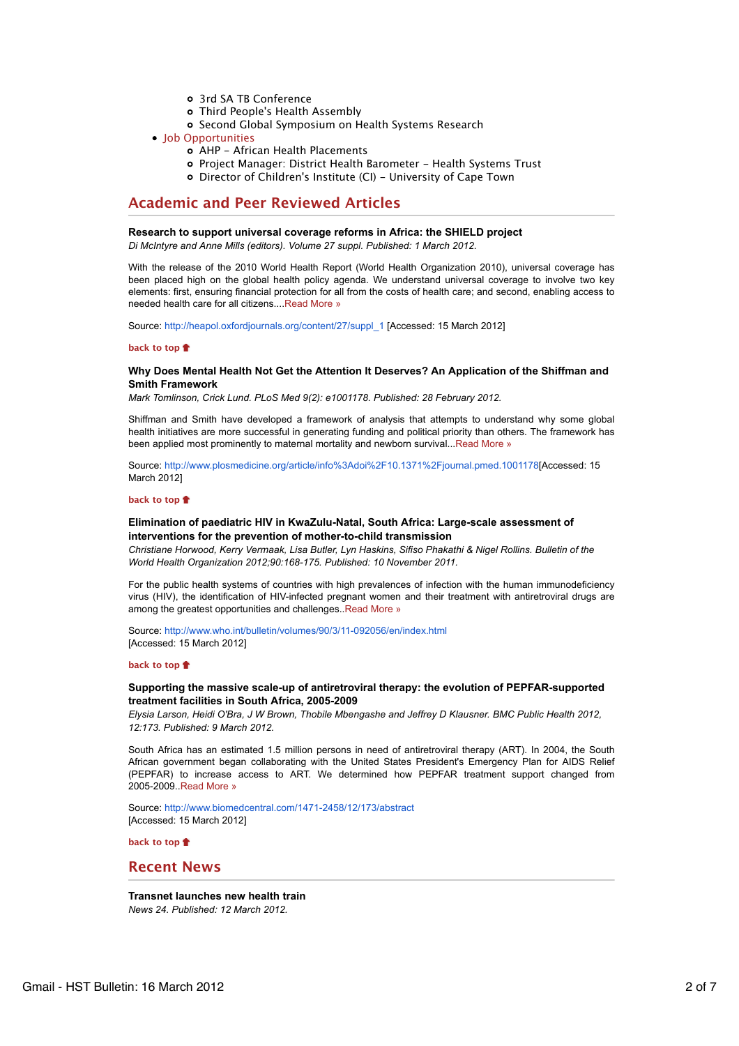- 3rd SA TB Conference
    - Third People's Health Assembly
    - Second Global Symposium on Health Systems Research
- Job Opportunities
    - AHP – African Health Placements
    - Project Manager: District Health Barometer – Health Systems Trust
    - Director of Children's Institute (CI) – University of Cape Town

## Academic and Peer Reviewed Articles

**Research to support universal coverage reforms in Africa: the SHIELD project**
*Di McIntyre and Anne Mills (editors). Volume 27 suppl. Published: 1 March 2012.*

With the release of the 2010 World Health Report (World Health Organization 2010), universal coverage has been placed high on the global health policy agenda. We understand universal coverage to involve two key elements: first, ensuring financial protection for all from the costs of health care; and second, enabling access to needed health care for all citizens....Read More »

Source: http://heapol.oxfordjournals.org/content/27/suppl_1 [Accessed: 15 March 2012]

**back to top**

**Why Does Mental Health Not Get the Attention It Deserves? An Application of the Shiffman and Smith Framework**
*Mark Tomlinson, Crick Lund. PLoS Med 9(2): e1001178. Published: 28 February 2012.*

Shiffman and Smith have developed a framework of analysis that attempts to understand why some global health initiatives are more successful in generating funding and political priority than others. The framework has been applied most prominently to maternal mortality and newborn survival...Read More »

Source: http://www.plosmedicine.org/article/info%3Adoi%2F10.1371%2Fjournal.pmed.1001178[Accessed: 15 March 2012]

**back to top**

**Elimination of paediatric HIV in KwaZulu-Natal, South Africa: Large-scale assessment of interventions for the prevention of mother-to-child transmission**
*Christiane Horwood, Kerry Vermaak, Lisa Butler, Lyn Haskins, Sifiso Phakathi & Nigel Rollins. Bulletin of the World Health Organization 2012;90:168-175. Published: 10 November 2011.*

For the public health systems of countries with high prevalences of infection with the human immunodeficiency virus (HIV), the identification of HIV-infected pregnant women and their treatment with antiretroviral drugs are among the greatest opportunities and challenges..Read More »

Source: http://www.who.int/bulletin/volumes/90/3/11-092056/en/index.html
[Accessed: 15 March 2012]

**back to top**

**Supporting the massive scale-up of antiretroviral therapy: the evolution of PEPFAR-supported treatment facilities in South Africa, 2005-2009**
*Elysia Larson, Heidi O'Bra, J W Brown, Thobile Mbengashe and Jeffrey D Klausner. BMC Public Health 2012, 12:173. Published: 9 March 2012.*

South Africa has an estimated 1.5 million persons in need of antiretroviral therapy (ART). In 2004, the South African government began collaborating with the United States President's Emergency Plan for AIDS Relief (PEPFAR) to increase access to ART. We determined how PEPFAR treatment support changed from 2005-2009..Read More »

Source: http://www.biomedcentral.com/1471-2458/12/173/abstract
[Accessed: 15 March 2012]

**back to top**

## Recent News

**Transnet launches new health train**
*News 24. Published: 12 March 2012.*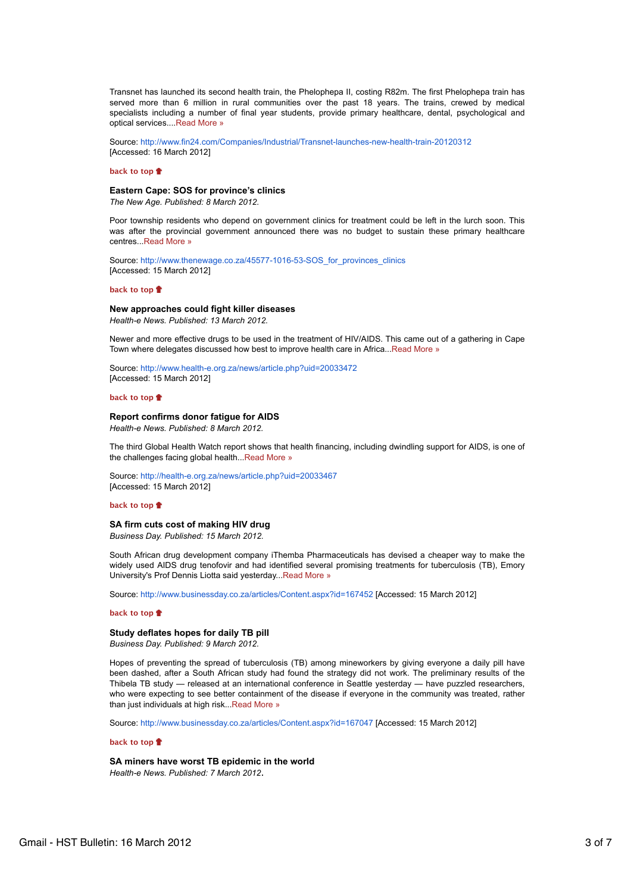Transnet has launched its second health train, the Phelophepa II, costing R82m. The first Phelophepa train has served more than 6 million in rural communities over the past 18 years. The trains, crewed by medical specialists including a number of final year students, provide primary healthcare, dental, psychological and optical services....Read More »

Source: http://www.fin24.com/Companies/Industrial/Transnet-launches-new-health-train-20120312 [Accessed: 16 March 2012]

**back to top**

**Eastern Cape: SOS for province's clinics**
*The New Age. Published: 8 March 2012.*

Poor township residents who depend on government clinics for treatment could be left in the lurch soon. This was after the provincial government announced there was no budget to sustain these primary healthcare centres...Read More »

Source: http://www.thenewage.co.za/45577-1016-53-SOS_for_provinces_clinics [Accessed: 15 March 2012]

**back to top**

**New approaches could fight killer diseases**
*Health-e News. Published: 13 March 2012.*

Newer and more effective drugs to be used in the treatment of HIV/AIDS. This came out of a gathering in Cape Town where delegates discussed how best to improve health care in Africa...Read More »

Source: http://www.health-e.org.za/news/article.php?uid=20033472 [Accessed: 15 March 2012]

**back to top**

**Report confirms donor fatigue for AIDS**
*Health-e News. Published: 8 March 2012.*

The third Global Health Watch report shows that health financing, including dwindling support for AIDS, is one of the challenges facing global health...Read More »

Source: http://health-e.org.za/news/article.php?uid=20033467 [Accessed: 15 March 2012]

**back to top**

**SA firm cuts cost of making HIV drug**
*Business Day. Published: 15 March 2012.*

South African drug development company iThemba Pharmaceuticals has devised a cheaper way to make the widely used AIDS drug tenofovir and had identified several promising treatments for tuberculosis (TB), Emory University's Prof Dennis Liotta said yesterday...Read More »

Source: http://www.businessday.co.za/articles/Content.aspx?id=167452 [Accessed: 15 March 2012]

**back to top**

**Study deflates hopes for daily TB pill**
*Business Day. Published: 9 March 2012.*

Hopes of preventing the spread of tuberculosis (TB) among mineworkers by giving everyone a daily pill have been dashed, after a South African study had found the strategy did not work. The preliminary results of the Thibela TB study — released at an international conference in Seattle yesterday — have puzzled researchers, who were expecting to see better containment of the disease if everyone in the community was treated, rather than just individuals at high risk...Read More »

Source: http://www.businessday.co.za/articles/Content.aspx?id=167047 [Accessed: 15 March 2012]

**back to top**

**SA miners have worst TB epidemic in the world**
*Health-e News. Published: 7 March 2012*.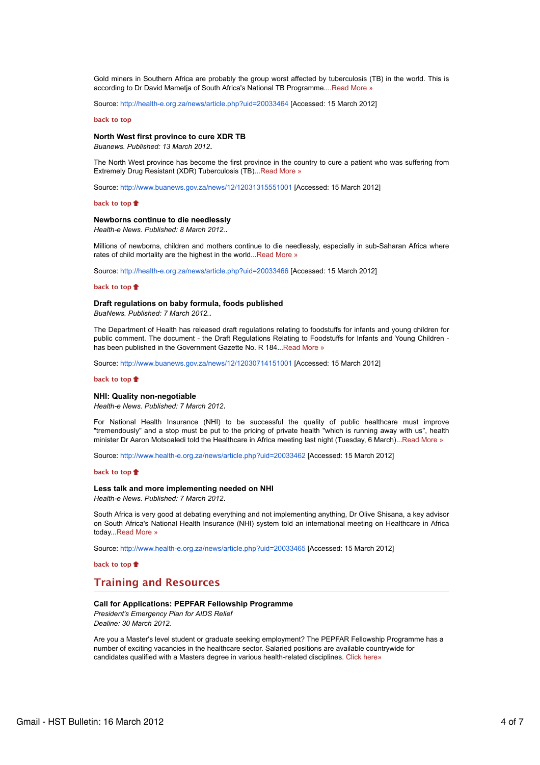Gold miners in Southern Africa are probably the group worst affected by tuberculosis (TB) in the world. This is according to Dr David Mametja of South Africa's National TB Programme....Read More »

Source: http://health-e.org.za/news/article.php?uid=20033464 [Accessed: 15 March 2012]

back to top

**North West first province to cure XDR TB**
*Buanews. Published: 13 March 2012*.

The North West province has become the first province in the country to cure a patient who was suffering from Extremely Drug Resistant (XDR) Tuberculosis (TB)...Read More »

Source: http://www.buanews.gov.za/news/12/12031315551001 [Accessed: 15 March 2012]

back to top

**Newborns continue to die needlessly**
*Health-e News. Published: 8 March 2012.*.

Millions of newborns, children and mothers continue to die needlessly, especially in sub-Saharan Africa where rates of child mortality are the highest in the world...Read More »

Source: http://health-e.org.za/news/article.php?uid=20033466 [Accessed: 15 March 2012]

back to top

**Draft regulations on baby formula, foods published**
*BuaNews. Published: 7 March 2012.*.

The Department of Health has released draft regulations relating to foodstuffs for infants and young children for public comment. The document - the Draft Regulations Relating to Foodstuffs for Infants and Young Children - has been published in the Government Gazette No. R 184...Read More »

Source: http://www.buanews.gov.za/news/12/12030714151001 [Accessed: 15 March 2012]

back to top

**NHI: Quality non-negotiable**
*Health-e News. Published: 7 March 2012*.

For National Health Insurance (NHI) to be successful the quality of public healthcare must improve "tremendously" and a stop must be put to the pricing of private health "which is running away with us", health minister Dr Aaron Motsoaledi told the Healthcare in Africa meeting last night (Tuesday, 6 March)...Read More »

Source: http://www.health-e.org.za/news/article.php?uid=20033462 [Accessed: 15 March 2012]

back to top

**Less talk and more implementing needed on NHI**
*Health-e News. Published: 7 March 2012*.

South Africa is very good at debating everything and not implementing anything, Dr Olive Shisana, a key advisor on South Africa's National Health Insurance (NHI) system told an international meeting on Healthcare in Africa today...Read More »

Source: http://www.health-e.org.za/news/article.php?uid=20033465 [Accessed: 15 March 2012]

back to top

## Training and Resources

**Call for Applications: PEPFAR Fellowship Programme**
*President's Emergency Plan for AIDS Relief*
*Dealine: 30 March 2012.*

Are you a Master's level student or graduate seeking employment? The PEPFAR Fellowship Programme has a number of exciting vacancies in the healthcare sector. Salaried positions are available countrywide for candidates qualified with a Masters degree in various health-related disciplines. Click here»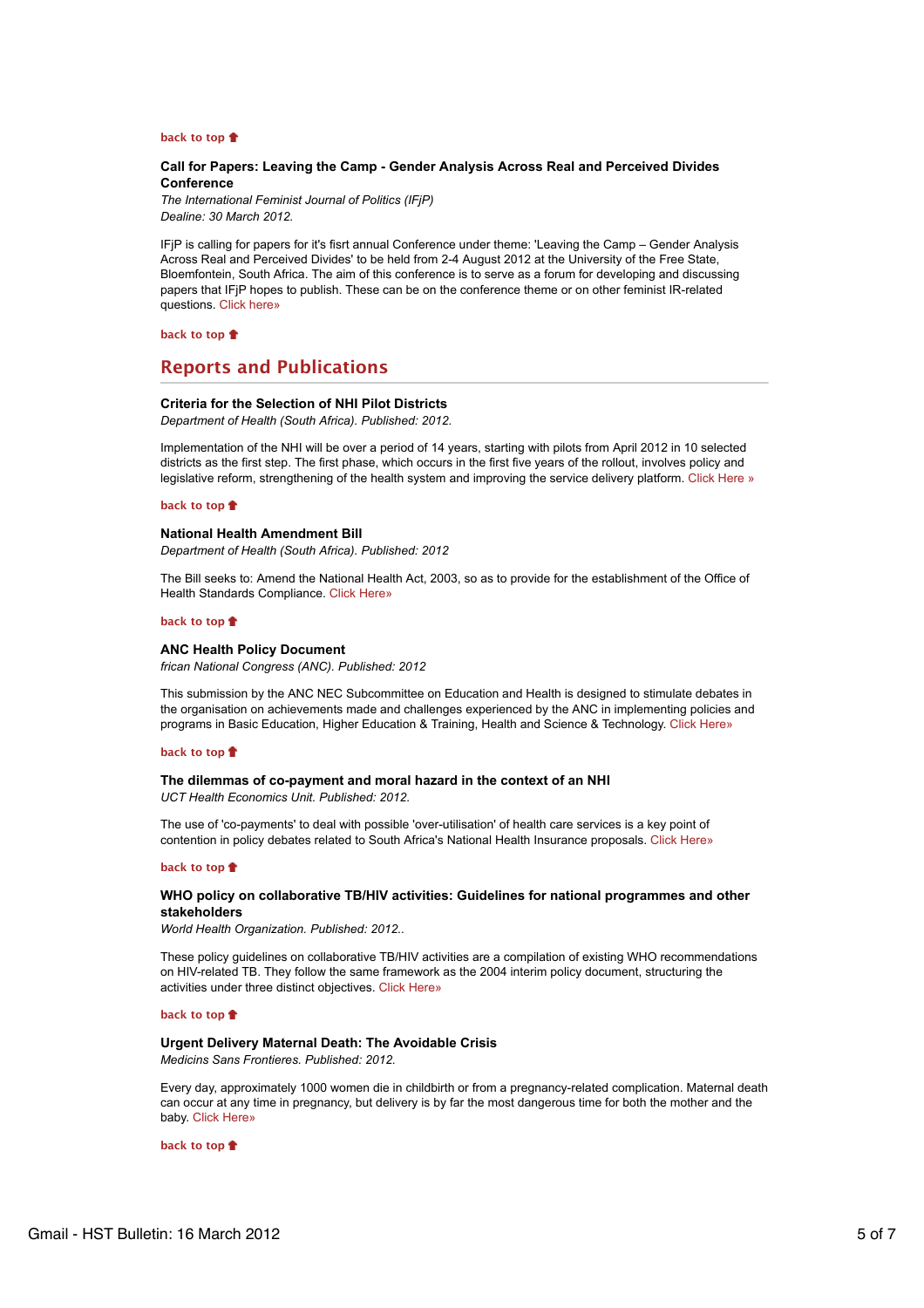**back to top**

**Call for Papers: Leaving the Camp - Gender Analysis Across Real and Perceived Divides Conference**

*The International Feminist Journal of Politics (IFjP)*
*Dealine: 30 March 2012.*

IFjP is calling for papers for it's fisrt annual Conference under theme: 'Leaving the Camp – Gender Analysis Across Real and Perceived Divides' to be held from 2-4 August 2012 at the University of the Free State, Bloemfontein, South Africa. The aim of this conference is to serve as a forum for developing and discussing papers that IFjP hopes to publish. These can be on the conference theme or on other feminist IR-related questions. Click here»

**back to top**

## Reports and Publications

**Criteria for the Selection of NHI Pilot Districts**

*Department of Health (South Africa). Published: 2012.*

Implementation of the NHI will be over a period of 14 years, starting with pilots from April 2012 in 10 selected districts as the first step. The first phase, which occurs in the first five years of the rollout, involves policy and legislative reform, strengthening of the health system and improving the service delivery platform. Click Here »

**back to top**

**National Health Amendment Bill**

*Department of Health (South Africa). Published: 2012*

The Bill seeks to: Amend the National Health Act, 2003, so as to provide for the establishment of the Office of Health Standards Compliance. Click Here»

**back to top**

**ANC Health Policy Document**

*frican National Congress (ANC). Published: 2012*

This submission by the ANC NEC Subcommittee on Education and Health is designed to stimulate debates in the organisation on achievements made and challenges experienced by the ANC in implementing policies and programs in Basic Education, Higher Education & Training, Health and Science & Technology. Click Here»

**back to top**

**The dilemmas of co-payment and moral hazard in the context of an NHI**

*UCT Health Economics Unit. Published: 2012.*

The use of 'co-payments' to deal with possible 'over-utilisation' of health care services is a key point of contention in policy debates related to South Africa's National Health Insurance proposals. Click Here»

**back to top**

**WHO policy on collaborative TB/HIV activities: Guidelines for national programmes and other stakeholders**

*World Health Organization. Published: 2012..*

These policy guidelines on collaborative TB/HIV activities are a compilation of existing WHO recommendations on HIV-related TB. They follow the same framework as the 2004 interim policy document, structuring the activities under three distinct objectives. Click Here»

**back to top**

**Urgent Delivery Maternal Death: The Avoidable Crisis**

*Medicins Sans Frontieres. Published: 2012.*

Every day, approximately 1000 women die in childbirth or from a pregnancy-related complication. Maternal death can occur at any time in pregnancy, but delivery is by far the most dangerous time for both the mother and the baby. Click Here»

**back to top**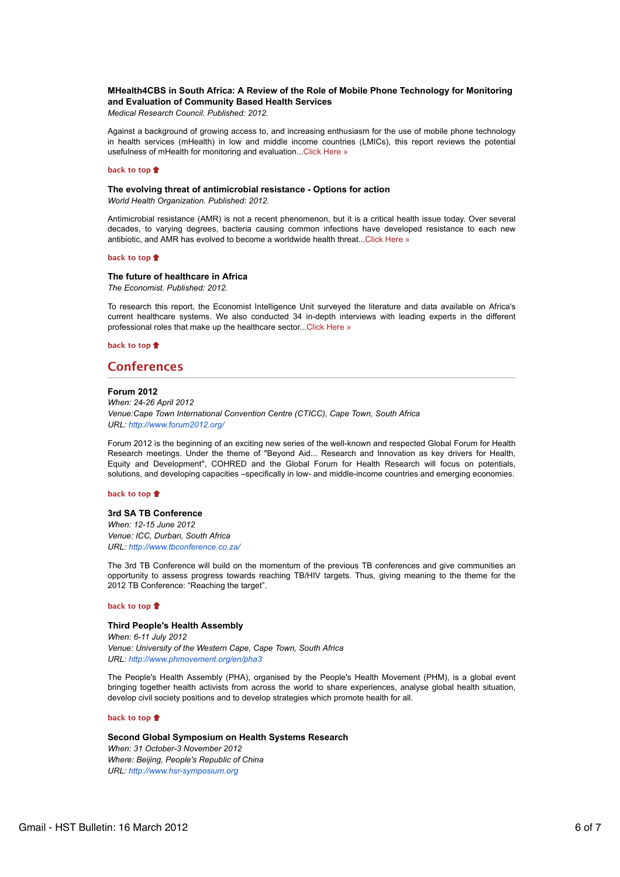**MHealth4CBS in South Africa: A Review of the Role of Mobile Phone Technology for Monitoring and Evaluation of Community Based Health Services**

*Medical Research Council. Published: 2012.*

Against a background of growing access to, and increasing enthusiasm for the use of mobile phone technology in health services (mHealth) in low and middle income countries (LMICs), this report reviews the potential usefulness of mHealth for monitoring and evaluation...Click Here »

back to top

**The evolving threat of antimicrobial resistance - Options for action**

*World Health Organization. Published: 2012.*

Antimicrobial resistance (AMR) is not a recent phenomenon, but it is a critical health issue today. Over several decades, to varying degrees, bacteria causing common infections have developed resistance to each new antibiotic, and AMR has evolved to become a worldwide health threat...Click Here »

back to top

**The future of healthcare in Africa**

*The Economist. Published: 2012.*

To research this report, the Economist Intelligence Unit surveyed the literature and data available on Africa's current healthcare systems. We also conducted 34 in-depth interviews with leading experts in the different professional roles that make up the healthcare sector...Click Here »

back to top

## Conferences

**Forum 2012**

*When: 24-26 April 2012*
*Venue:Cape Town International Convention Centre (CTICC), Cape Town, South Africa*
*URL: http://www.forum2012.org/*

Forum 2012 is the beginning of an exciting new series of the well-known and respected Global Forum for Health Research meetings. Under the theme of "Beyond Aid... Research and Innovation as key drivers for Health, Equity and Development", COHRED and the Global Forum for Health Research will focus on potentials, solutions, and developing capacities –specifically in low- and middle-income countries and emerging economies.

back to top

**3rd SA TB Conference**

*When: 12-15 June 2012*
*Venue: ICC, Durban, South Africa*
*URL: http://www.tbconference.co.za/*

The 3rd TB Conference will build on the momentum of the previous TB conferences and give communities an opportunity to assess progress towards reaching TB/HIV targets. Thus, giving meaning to the theme for the 2012 TB Conference: "Reaching the target".

back to top

**Third People's Health Assembly**

*When: 6-11 July 2012*
*Venue: University of the Western Cape, Cape Town, South Africa*
*URL: http://www.phmovement.org/en/pha3*

The People's Health Assembly (PHA), organised by the People's Health Movement (PHM), is a global event bringing together health activists from across the world to share experiences, analyse global health situation, develop civil society positions and to develop strategies which promote health for all.

back to top

**Second Global Symposium on Health Systems Research**

*When: 31 October-3 November 2012*
*Where: Beijing, People's Republic of China*
*URL: http://www.hsr-symposium.org*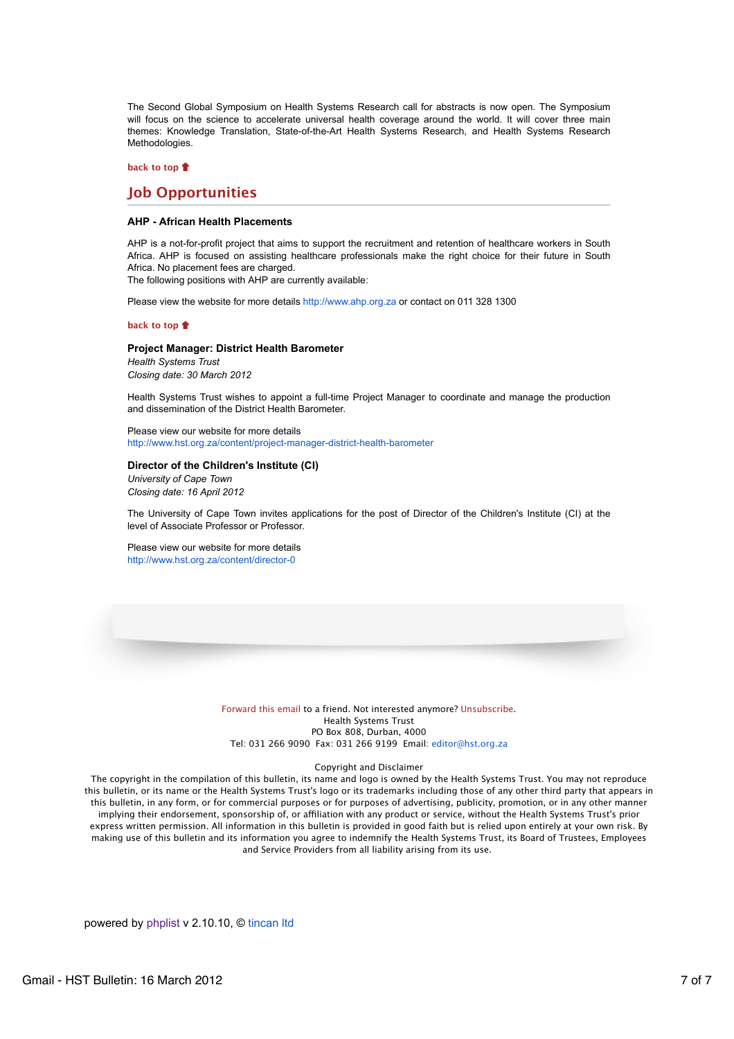The Second Global Symposium on Health Systems Research call for abstracts is now open. The Symposium will focus on the science to accelerate universal health coverage around the world. It will cover three main themes: Knowledge Translation, State-of-the-Art Health Systems Research, and Health Systems Research Methodologies.

back to top

## Job Opportunities

**AHP - African Health Placements**

AHP is a not-for-profit project that aims to support the recruitment and retention of healthcare workers in South Africa. AHP is focused on assisting healthcare professionals make the right choice for their future in South Africa. No placement fees are charged.
The following positions with AHP are currently available:

Please view the website for more details http://www.ahp.org.za or contact on 011 328 1300

back to top

**Project Manager: District Health Barometer**
*Health Systems Trust*
*Closing date: 30 March 2012*

Health Systems Trust wishes to appoint a full-time Project Manager to coordinate and manage the production and dissemination of the District Health Barometer.

Please view our website for more details
http://www.hst.org.za/content/project-manager-district-health-barometer

**Director of the Children's Institute (CI)**
*University of Cape Town*
*Closing date: 16 April 2012*

The University of Cape Town invites applications for the post of Director of the Children's Institute (CI) at the level of Associate Professor or Professor.

Please view our website for more details
http://www.hst.org.za/content/director-0

Forward this email to a friend. Not interested anymore? Unsubscribe.
Health Systems Trust
PO Box 808, Durban, 4000
Tel: 031 266 9090 Fax: 031 266 9199 Email: editor@hst.org.za

Copyright and Disclaimer
The copyright in the compilation of this bulletin, its name and logo is owned by the Health Systems Trust. You may not reproduce this bulletin, or its name or the Health Systems Trust's logo or its trademarks including those of any other third party that appears in this bulletin, in any form, or for commercial purposes or for purposes of advertising, publicity, promotion, or in any other manner implying their endorsement, sponsorship of, or affiliation with any product or service, without the Health Systems Trust's prior express written permission. All information in this bulletin is provided in good faith but is relied upon entirely at your own risk. By making use of this bulletin and its information you agree to indemnify the Health Systems Trust, its Board of Trustees, Employees and Service Providers from all liability arising from its use.

powered by phplist v 2.10.10, © tincan ltd